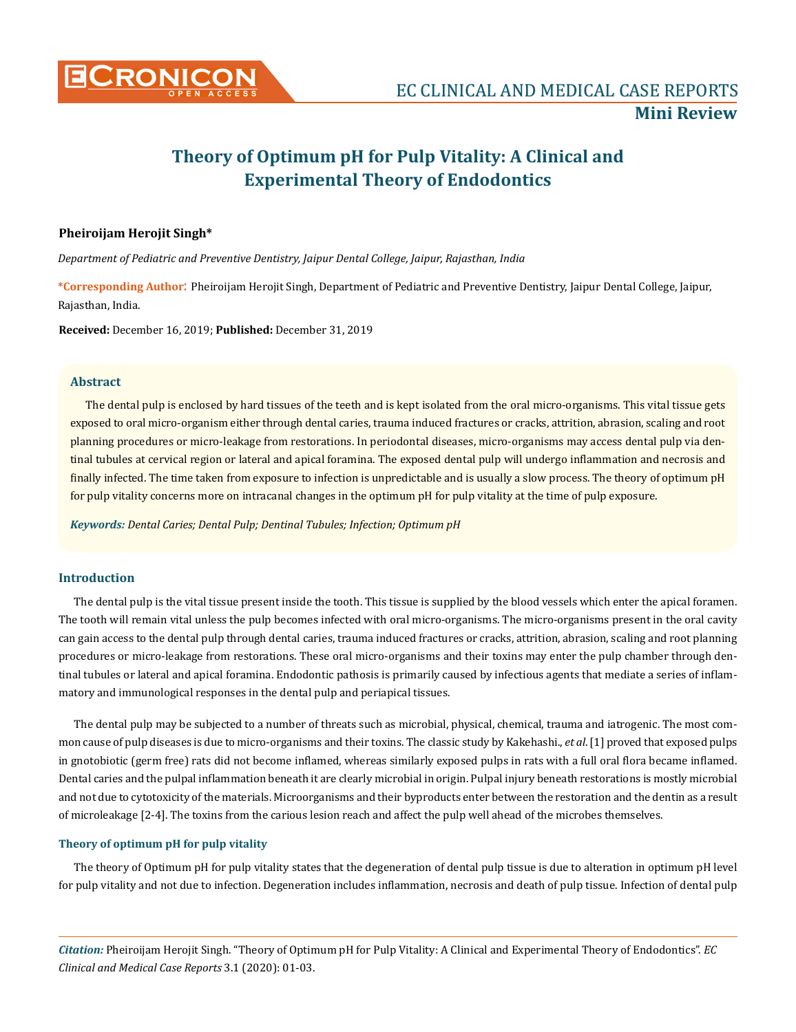# Theory of Optimum pH for Pulp Vitality: A Clinical and Experimental Theory of Endodontics

**Pheiroijam Herojit Singh***

*Department of Pediatric and Preventive Dentistry, Jaipur Dental College, Jaipur, Rajasthan, India*

**\*Corresponding Author:** Pheiroijam Herojit Singh, Department of Pediatric and Preventive Dentistry, Jaipur Dental College, Jaipur, Rajasthan, India.

**Received:** December 16, 2019; **Published:** December 31, 2019

## Abstract

The dental pulp is enclosed by hard tissues of the teeth and is kept isolated from the oral micro-organisms. This vital tissue gets exposed to oral micro-organism either through dental caries, trauma induced fractures or cracks, attrition, abrasion, scaling and root planning procedures or micro-leakage from restorations. In periodontal diseases, micro-organisms may access dental pulp via dentinal tubules at cervical region or lateral and apical foramina. The exposed dental pulp will undergo inflammation and necrosis and finally infected. The time taken from exposure to infection is unpredictable and is usually a slow process. The theory of optimum pH for pulp vitality concerns more on intracanal changes in the optimum pH for pulp vitality at the time of pulp exposure.

***Keywords:*** *Dental Caries; Dental Pulp; Dentinal Tubules; Infection; Optimum pH*

## Introduction

The dental pulp is the vital tissue present inside the tooth. This tissue is supplied by the blood vessels which enter the apical foramen. The tooth will remain vital unless the pulp becomes infected with oral micro-organisms. The micro-organisms present in the oral cavity can gain access to the dental pulp through dental caries, trauma induced fractures or cracks, attrition, abrasion, scaling and root planning procedures or micro-leakage from restorations. These oral micro-organisms and their toxins may enter the pulp chamber through dentinal tubules or lateral and apical foramina. Endodontic pathosis is primarily caused by infectious agents that mediate a series of inflammatory and immunological responses in the dental pulp and periapical tissues.

The dental pulp may be subjected to a number of threats such as microbial, physical, chemical, trauma and iatrogenic. The most common cause of pulp diseases is due to micro-organisms and their toxins. The classic study by Kakehashi., *et al*. [1] proved that exposed pulps in gnotobiotic (germ free) rats did not become inflamed, whereas similarly exposed pulps in rats with a full oral flora became inflamed. Dental caries and the pulpal inflammation beneath it are clearly microbial in origin. Pulpal injury beneath restorations is mostly microbial and not due to cytotoxicity of the materials. Microorganisms and their byproducts enter between the restoration and the dentin as a result of microleakage [2-4]. The toxins from the carious lesion reach and affect the pulp well ahead of the microbes themselves.

### Theory of optimum pH for pulp vitality

The theory of Optimum pH for pulp vitality states that the degeneration of dental pulp tissue is due to alteration in optimum pH level for pulp vitality and not due to infection. Degeneration includes inflammation, necrosis and death of pulp tissue. Infection of dental pulp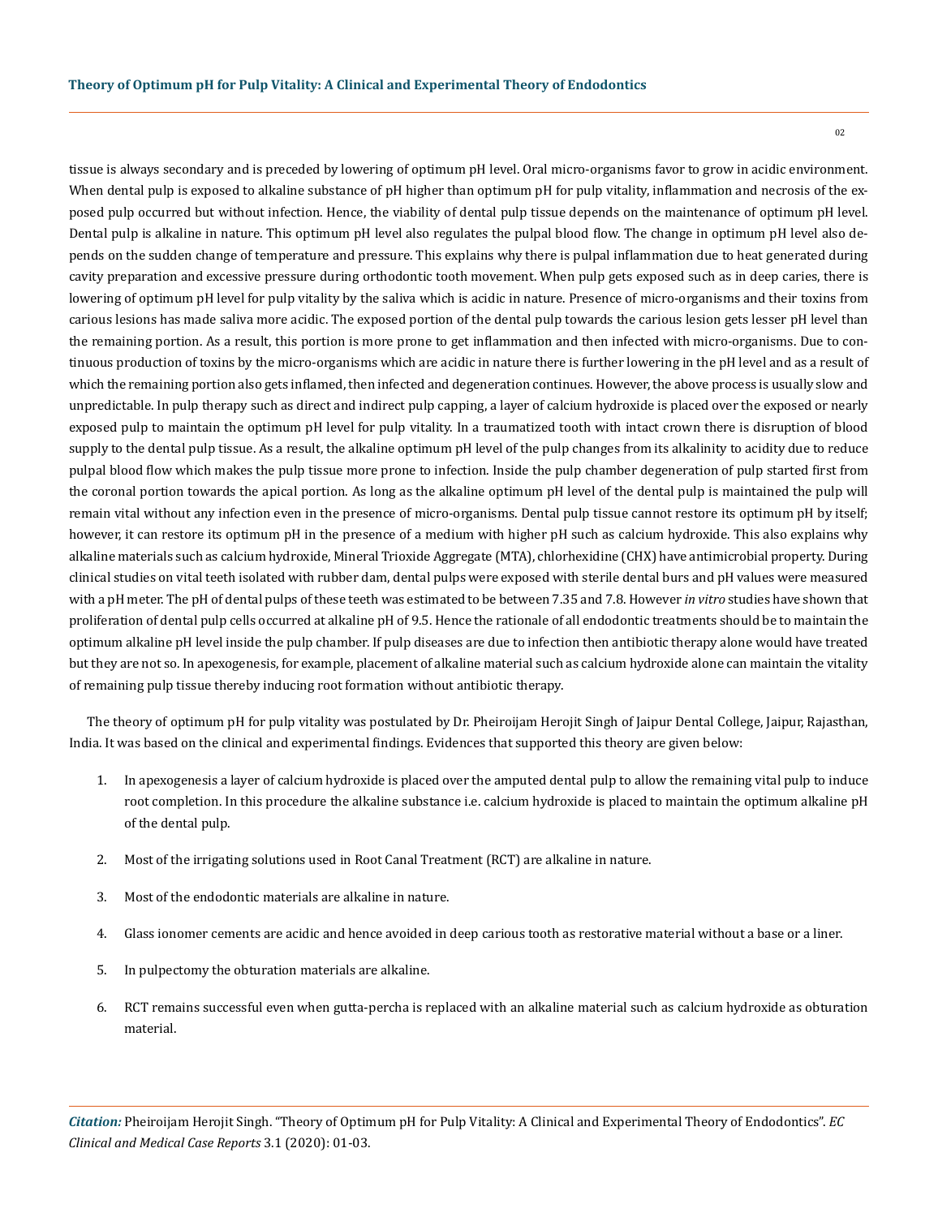tissue is always secondary and is preceded by lowering of optimum pH level. Oral micro-organisms favor to grow in acidic environment. When dental pulp is exposed to alkaline substance of pH higher than optimum pH for pulp vitality, inflammation and necrosis of the exposed pulp occurred but without infection. Hence, the viability of dental pulp tissue depends on the maintenance of optimum pH level. Dental pulp is alkaline in nature. This optimum pH level also regulates the pulpal blood flow. The change in optimum pH level also depends on the sudden change of temperature and pressure. This explains why there is pulpal inflammation due to heat generated during cavity preparation and excessive pressure during orthodontic tooth movement. When pulp gets exposed such as in deep caries, there is lowering of optimum pH level for pulp vitality by the saliva which is acidic in nature. Presence of micro-organisms and their toxins from carious lesions has made saliva more acidic. The exposed portion of the dental pulp towards the carious lesion gets lesser pH level than the remaining portion. As a result, this portion is more prone to get inflammation and then infected with micro-organisms. Due to continuous production of toxins by the micro-organisms which are acidic in nature there is further lowering in the pH level and as a result of which the remaining portion also gets inflamed, then infected and degeneration continues. However, the above process is usually slow and unpredictable. In pulp therapy such as direct and indirect pulp capping, a layer of calcium hydroxide is placed over the exposed or nearly exposed pulp to maintain the optimum pH level for pulp vitality. In a traumatized tooth with intact crown there is disruption of blood supply to the dental pulp tissue. As a result, the alkaline optimum pH level of the pulp changes from its alkalinity to acidity due to reduce pulpal blood flow which makes the pulp tissue more prone to infection. Inside the pulp chamber degeneration of pulp started first from the coronal portion towards the apical portion. As long as the alkaline optimum pH level of the dental pulp is maintained the pulp will remain vital without any infection even in the presence of micro-organisms. Dental pulp tissue cannot restore its optimum pH by itself; however, it can restore its optimum pH in the presence of a medium with higher pH such as calcium hydroxide. This also explains why alkaline materials such as calcium hydroxide, Mineral Trioxide Aggregate (MTA), chlorhexidine (CHX) have antimicrobial property. During clinical studies on vital teeth isolated with rubber dam, dental pulps were exposed with sterile dental burs and pH values were measured with a pH meter. The pH of dental pulps of these teeth was estimated to be between 7.35 and 7.8. However *in vitro* studies have shown that proliferation of dental pulp cells occurred at alkaline pH of 9.5. Hence the rationale of all endodontic treatments should be to maintain the optimum alkaline pH level inside the pulp chamber. If pulp diseases are due to infection then antibiotic therapy alone would have treated but they are not so. In apexogenesis, for example, placement of alkaline material such as calcium hydroxide alone can maintain the vitality of remaining pulp tissue thereby inducing root formation without antibiotic therapy.

The theory of optimum pH for pulp vitality was postulated by Dr. Pheiroijam Herojit Singh of Jaipur Dental College, Jaipur, Rajasthan, India. It was based on the clinical and experimental findings. Evidences that supported this theory are given below:

1. In apexogenesis a layer of calcium hydroxide is placed over the amputed dental pulp to allow the remaining vital pulp to induce root completion. In this procedure the alkaline substance i.e. calcium hydroxide is placed to maintain the optimum alkaline pH of the dental pulp.
2. Most of the irrigating solutions used in Root Canal Treatment (RCT) are alkaline in nature.
3. Most of the endodontic materials are alkaline in nature.
4. Glass ionomer cements are acidic and hence avoided in deep carious tooth as restorative material without a base or a liner.
5. In pulpectomy the obturation materials are alkaline.
6. RCT remains successful even when gutta-percha is replaced with an alkaline material such as calcium hydroxide as obturation material.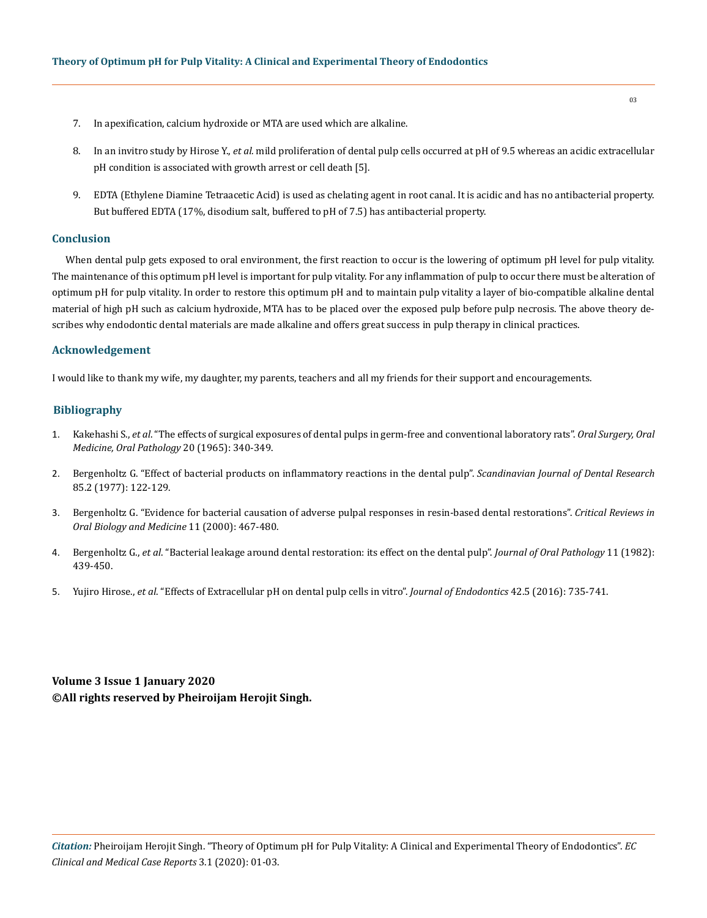7. In apexification, calcium hydroxide or MTA are used which are alkaline.

8. In an invitro study by Hirose Y., *et al.* mild proliferation of dental pulp cells occurred at pH of 9.5 whereas an acidic extracellular pH condition is associated with growth arrest or cell death [5].

9. EDTA (Ethylene Diamine Tetraacetic Acid) is used as chelating agent in root canal. It is acidic and has no antibacterial property. But buffered EDTA (17%, disodium salt, buffered to pH of 7.5) has antibacterial property.

## Conclusion

When dental pulp gets exposed to oral environment, the first reaction to occur is the lowering of optimum pH level for pulp vitality. The maintenance of this optimum pH level is important for pulp vitality. For any inflammation of pulp to occur there must be alteration of optimum pH for pulp vitality. In order to restore this optimum pH and to maintain pulp vitality a layer of bio-compatible alkaline dental material of high pH such as calcium hydroxide, MTA has to be placed over the exposed pulp before pulp necrosis. The above theory describes why endodontic dental materials are made alkaline and offers great success in pulp therapy in clinical practices.

## Acknowledgement

I would like to thank my wife, my daughter, my parents, teachers and all my friends for their support and encouragements.

## Bibliography

1. Kakehashi S., *et al*. "The effects of surgical exposures of dental pulps in germ-free and conventional laboratory rats". *Oral Surgery, Oral Medicine, Oral Pathology* 20 (1965): 340-349.
2. Bergenholtz G. "Effect of bacterial products on inflammatory reactions in the dental pulp". *Scandinavian Journal of Dental Research* 85.2 (1977): 122-129.
3. Bergenholtz G. "Evidence for bacterial causation of adverse pulpal responses in resin-based dental restorations". *Critical Reviews in Oral Biology and Medicine* 11 (2000): 467-480.
4. Bergenholtz G., *et al*. "Bacterial leakage around dental restoration: its effect on the dental pulp". *Journal of Oral Pathology* 11 (1982): 439-450.
5. Yujiro Hirose., *et al*. "Effects of Extracellular pH on dental pulp cells in vitro". *Journal of Endodontics* 42.5 (2016): 735-741.

**Volume 3 Issue 1 January 2020**
**©All rights reserved by Pheiroijam Herojit Singh.**